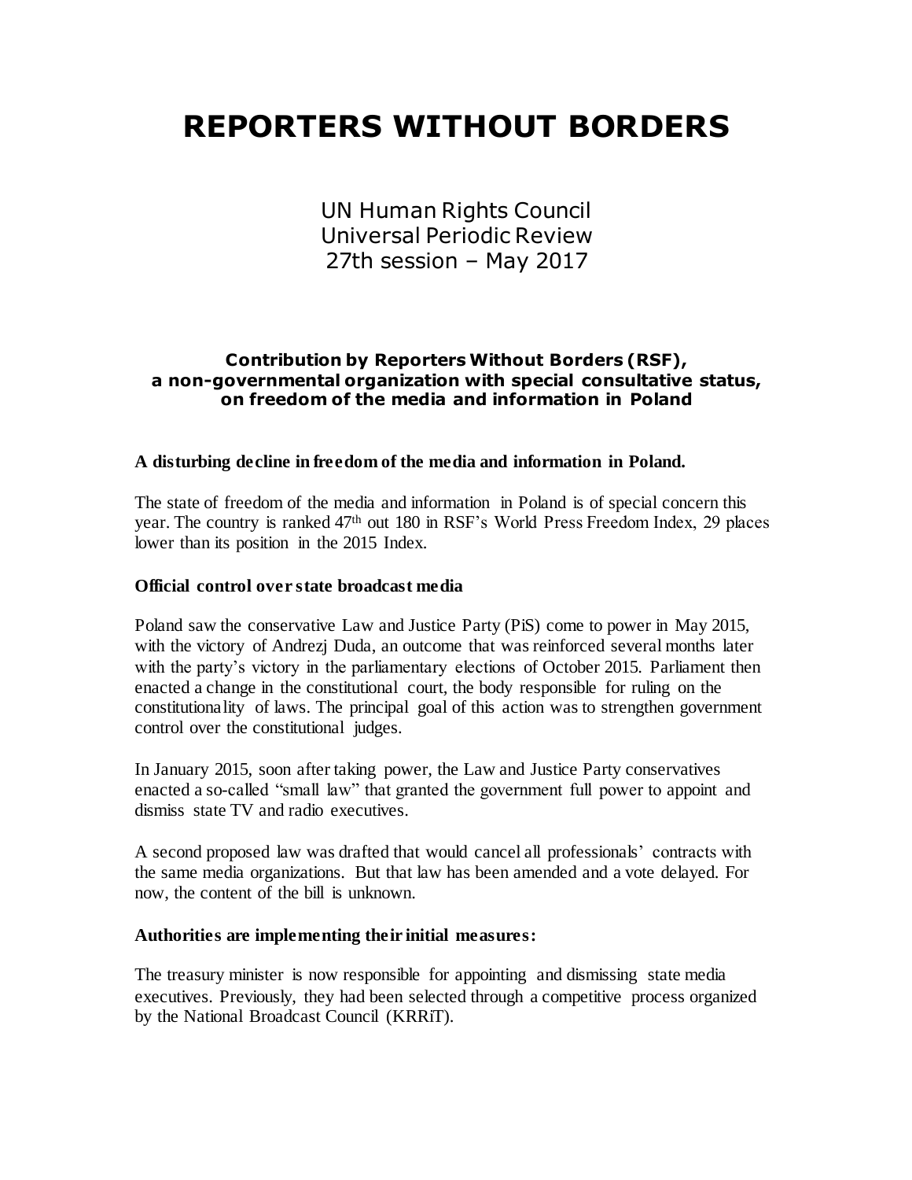# REPORTERS WITHOUT BORDERS

UN Human Rights Council
Universal Periodic Review
27th session – May 2017

**Contribution by Reporters Without Borders (RSF), a non-governmental organization with special consultative status, on freedom of the media and information in Poland**

**A disturbing decline in freedom of the media and information in Poland.**

The state of freedom of the media and information in Poland is of special concern this year. The country is ranked 47th out 180 in RSF's World Press Freedom Index, 29 places lower than its position in the 2015 Index.

**Official control over state broadcast media**

Poland saw the conservative Law and Justice Party (PiS) come to power in May 2015, with the victory of Andrezj Duda, an outcome that was reinforced several months later with the party's victory in the parliamentary elections of October 2015. Parliament then enacted a change in the constitutional court, the body responsible for ruling on the constitutionality of laws. The principal goal of this action was to strengthen government control over the constitutional judges.

In January 2015, soon after taking power, the Law and Justice Party conservatives enacted a so-called "small law" that granted the government full power to appoint and dismiss state TV and radio executives.

A second proposed law was drafted that would cancel all professionals' contracts with the same media organizations. But that law has been amended and a vote delayed. For now, the content of the bill is unknown.

**Authorities are implementing their initial measures:**

The treasury minister is now responsible for appointing and dismissing state media executives. Previously, they had been selected through a competitive process organized by the National Broadcast Council (KRRiT).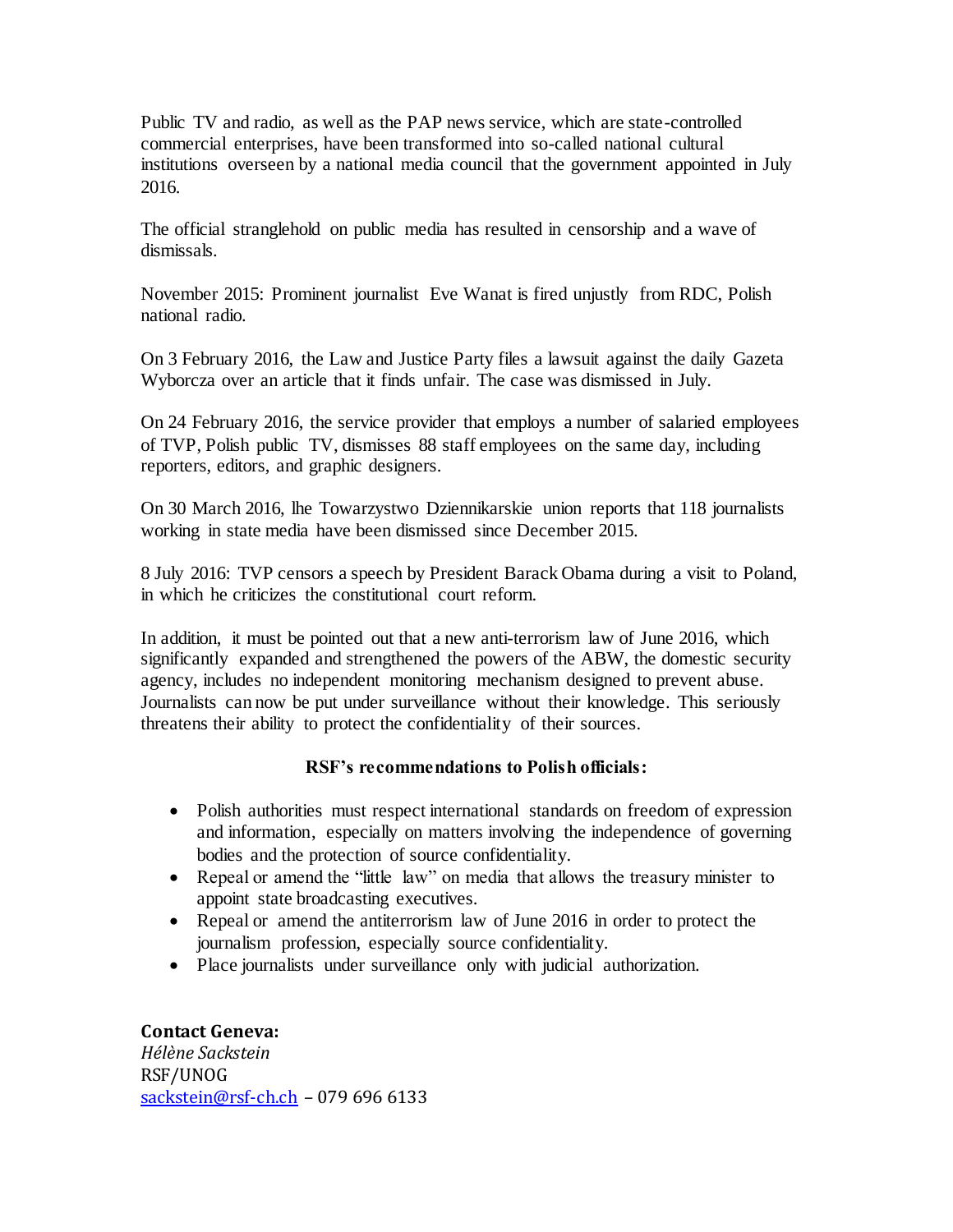Public TV and radio, as well as the PAP news service, which are state-controlled commercial enterprises, have been transformed into so-called national cultural institutions overseen by a national media council that the government appointed in July 2016.

The official stranglehold on public media has resulted in censorship and a wave of dismissals.

November 2015: Prominent journalist Eve Wanat is fired unjustly from RDC, Polish national radio.

On 3 February 2016, the Law and Justice Party files a lawsuit against the daily Gazeta Wyborcza over an article that it finds unfair. The case was dismissed in July.

On 24 February 2016, the service provider that employs a number of salaried employees of TVP, Polish public TV, dismisses 88 staff employees on the same day, including reporters, editors, and graphic designers.

On 30 March 2016, lhe Towarzystwo Dziennikarskie union reports that 118 journalists working in state media have been dismissed since December 2015.

8 July 2016: TVP censors a speech by President Barack Obama during a visit to Poland, in which he criticizes the constitutional court reform.

In addition, it must be pointed out that a new anti-terrorism law of June 2016, which significantly expanded and strengthened the powers of the ABW, the domestic security agency, includes no independent monitoring mechanism designed to prevent abuse. Journalists can now be put under surveillance without their knowledge. This seriously threatens their ability to protect the confidentiality of their sources.

**RSF's recommendations to Polish officials:**

- Polish authorities must respect international standards on freedom of expression and information, especially on matters involving the independence of governing bodies and the protection of source confidentiality.
- Repeal or amend the "little law" on media that allows the treasury minister to appoint state broadcasting executives.
- Repeal or amend the antiterrorism law of June 2016 in order to protect the journalism profession, especially source confidentiality.
- Place journalists under surveillance only with judicial authorization.

**Contact Geneva:**
*Hélène Sackstein*
RSF/UNOG
sackstein@rsf-ch.ch – 079 696 6133